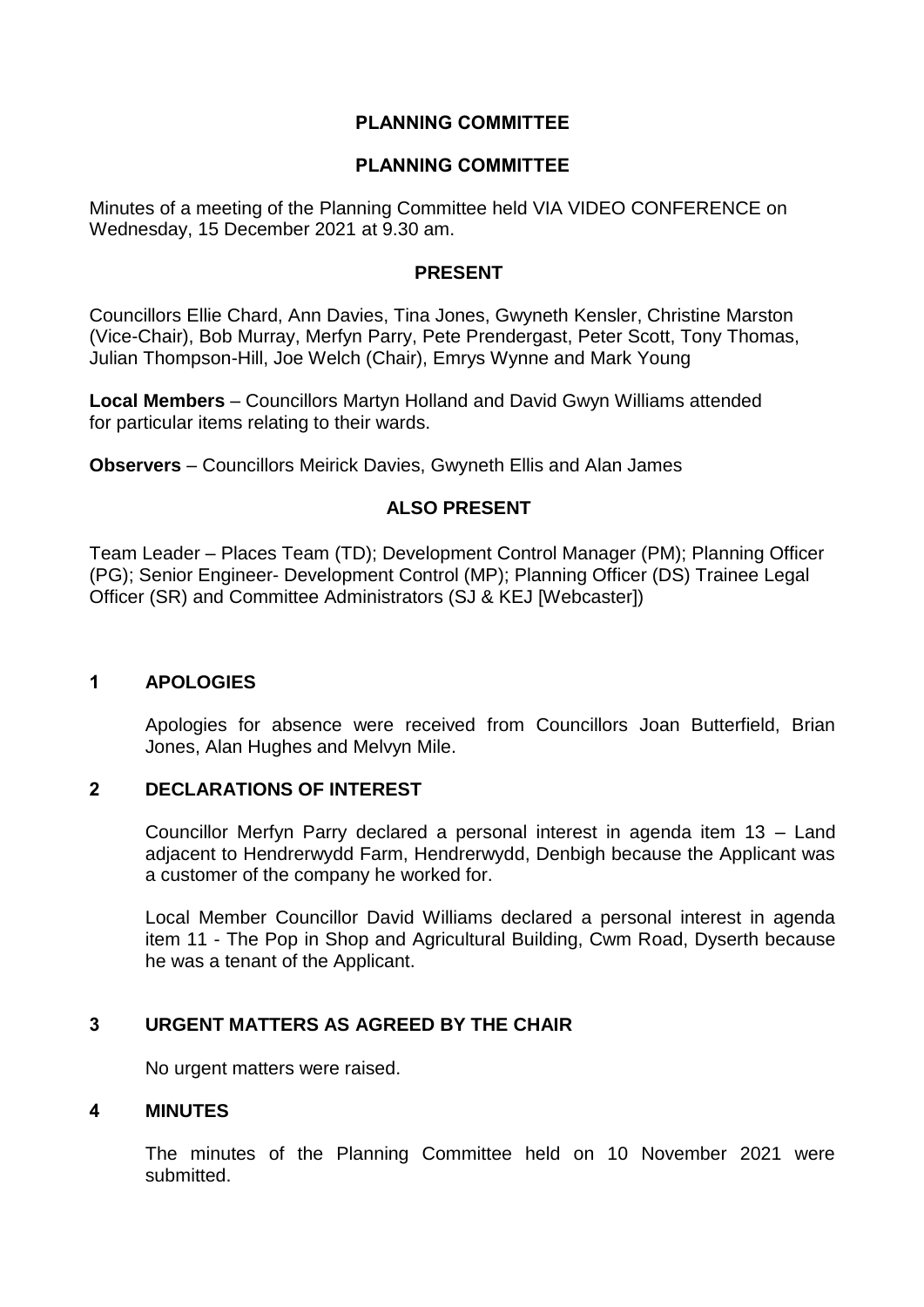# PLANNING COMMITTEE

## PLANNING COMMITTEE

Minutes of a meeting of the Planning Committee held VIA VIDEO CONFERENCE on Wednesday, 15 December 2021 at 9.30 am.

### PRESENT

Councillors Ellie Chard, Ann Davies, Tina Jones, Gwyneth Kensler, Christine Marston (Vice-Chair), Bob Murray, Merfyn Parry, Pete Prendergast, Peter Scott, Tony Thomas, Julian Thompson-Hill, Joe Welch (Chair), Emrys Wynne and Mark Young

**Local Members** – Councillors Martyn Holland and David Gwyn Williams attended for particular items relating to their wards.

**Observers** – Councillors Meirick Davies, Gwyneth Ellis and Alan James

### ALSO PRESENT

Team Leader – Places Team (TD); Development Control Manager (PM); Planning Officer (PG); Senior Engineer- Development Control (MP); Planning Officer (DS) Trainee Legal Officer (SR) and Committee Administrators (SJ & KEJ [Webcaster])

### 1 APOLOGIES

Apologies for absence were received from Councillors Joan Butterfield, Brian Jones, Alan Hughes and Melvyn Mile.

### 2 DECLARATIONS OF INTEREST

Councillor Merfyn Parry declared a personal interest in agenda item 13 – Land adjacent to Hendrerwydd Farm, Hendrerwydd, Denbigh because the Applicant was a customer of the company he worked for.

Local Member Councillor David Williams declared a personal interest in agenda item 11 - The Pop in Shop and Agricultural Building, Cwm Road, Dyserth because he was a tenant of the Applicant.

### 3 URGENT MATTERS AS AGREED BY THE CHAIR

No urgent matters were raised.

### 4 MINUTES

The minutes of the Planning Committee held on 10 November 2021 were submitted.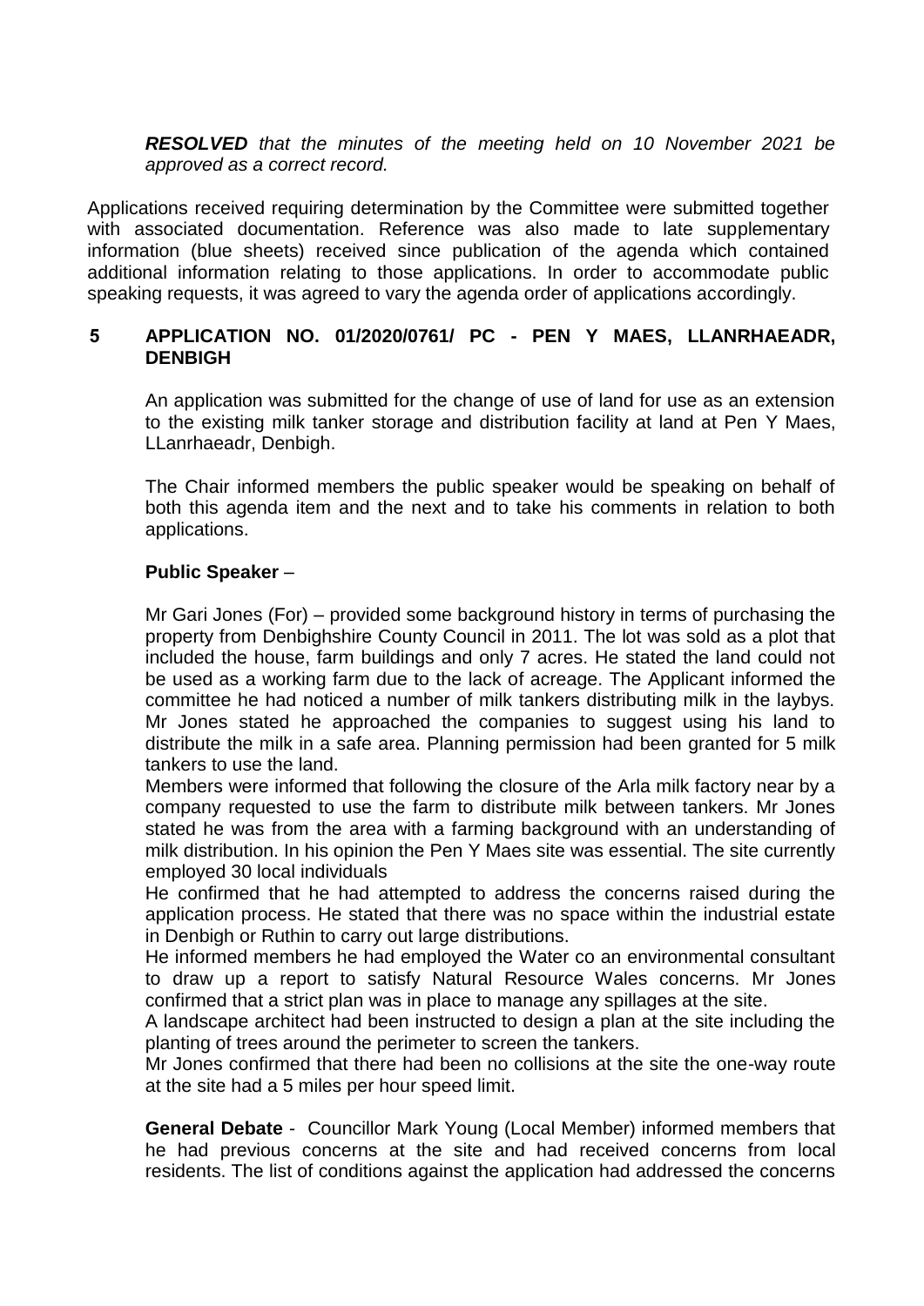***RESOLVED*** *that the minutes of the meeting held on 10 November 2021 be approved as a correct record.*

Applications received requiring determination by the Committee were submitted together with associated documentation. Reference was also made to late supplementary information (blue sheets) received since publication of the agenda which contained additional information relating to those applications. In order to accommodate public speaking requests, it was agreed to vary the agenda order of applications accordingly.

## 5 APPLICATION NO. 01/2020/0761/ PC - PEN Y MAES, LLANRHAEADR, DENBIGH

An application was submitted for the change of use of land for use as an extension to the existing milk tanker storage and distribution facility at land at Pen Y Maes, LLanrhaeadr, Denbigh.

The Chair informed members the public speaker would be speaking on behalf of both this agenda item and the next and to take his comments in relation to both applications.

**Public Speaker** –

Mr Gari Jones (For) – provided some background history in terms of purchasing the property from Denbighshire County Council in 2011. The lot was sold as a plot that included the house, farm buildings and only 7 acres. He stated the land could not be used as a working farm due to the lack of acreage. The Applicant informed the committee he had noticed a number of milk tankers distributing milk in the laybys. Mr Jones stated he approached the companies to suggest using his land to distribute the milk in a safe area. Planning permission had been granted for 5 milk tankers to use the land.
Members were informed that following the closure of the Arla milk factory near by a company requested to use the farm to distribute milk between tankers. Mr Jones stated he was from the area with a farming background with an understanding of milk distribution. In his opinion the Pen Y Maes site was essential. The site currently employed 30 local individuals
He confirmed that he had attempted to address the concerns raised during the application process. He stated that there was no space within the industrial estate in Denbigh or Ruthin to carry out large distributions.
He informed members he had employed the Water co an environmental consultant to draw up a report to satisfy Natural Resource Wales concerns. Mr Jones confirmed that a strict plan was in place to manage any spillages at the site.
A landscape architect had been instructed to design a plan at the site including the planting of trees around the perimeter to screen the tankers.
Mr Jones confirmed that there had been no collisions at the site the one-way route at the site had a 5 miles per hour speed limit.

**General Debate** - Councillor Mark Young (Local Member) informed members that he had previous concerns at the site and had received concerns from local residents. The list of conditions against the application had addressed the concerns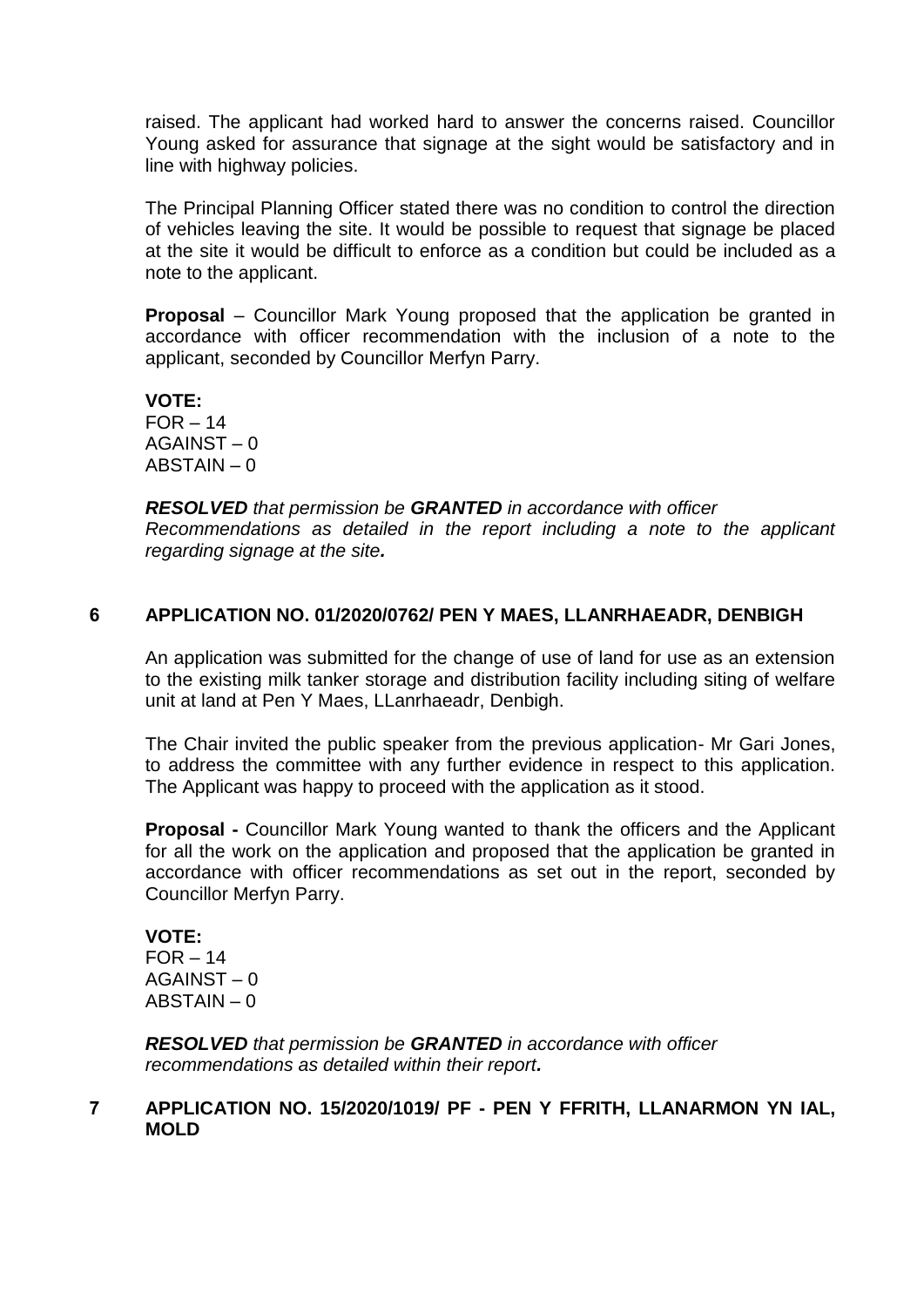raised. The applicant had worked hard to answer the concerns raised. Councillor Young asked for assurance that signage at the sight would be satisfactory and in line with highway policies.

The Principal Planning Officer stated there was no condition to control the direction of vehicles leaving the site. It would be possible to request that signage be placed at the site it would be difficult to enforce as a condition but could be included as a note to the applicant.

**Proposal** – Councillor Mark Young proposed that the application be granted in accordance with officer recommendation with the inclusion of a note to the applicant, seconded by Councillor Merfyn Parry.

**VOTE:**
FOR – 14
AGAINST – 0
ABSTAIN – 0

***RESOLVED** that permission be **GRANTED** in accordance with officer Recommendations as detailed in the report including a note to the applicant regarding signage at the site.*

## 6 APPLICATION NO. 01/2020/0762/ PEN Y MAES, LLANRHAEADR, DENBIGH

An application was submitted for the change of use of land for use as an extension to the existing milk tanker storage and distribution facility including siting of welfare unit at land at Pen Y Maes, LLanrhaeadr, Denbigh.

The Chair invited the public speaker from the previous application- Mr Gari Jones, to address the committee with any further evidence in respect to this application. The Applicant was happy to proceed with the application as it stood.

**Proposal -** Councillor Mark Young wanted to thank the officers and the Applicant for all the work on the application and proposed that the application be granted in accordance with officer recommendations as set out in the report, seconded by Councillor Merfyn Parry.

**VOTE:**
FOR – 14
AGAINST – 0
ABSTAIN – 0

***RESOLVED** that permission be **GRANTED** in accordance with officer recommendations as detailed within their report.*

## 7 APPLICATION NO. 15/2020/1019/ PF - PEN Y FFRITH, LLANARMON YN IAL, MOLD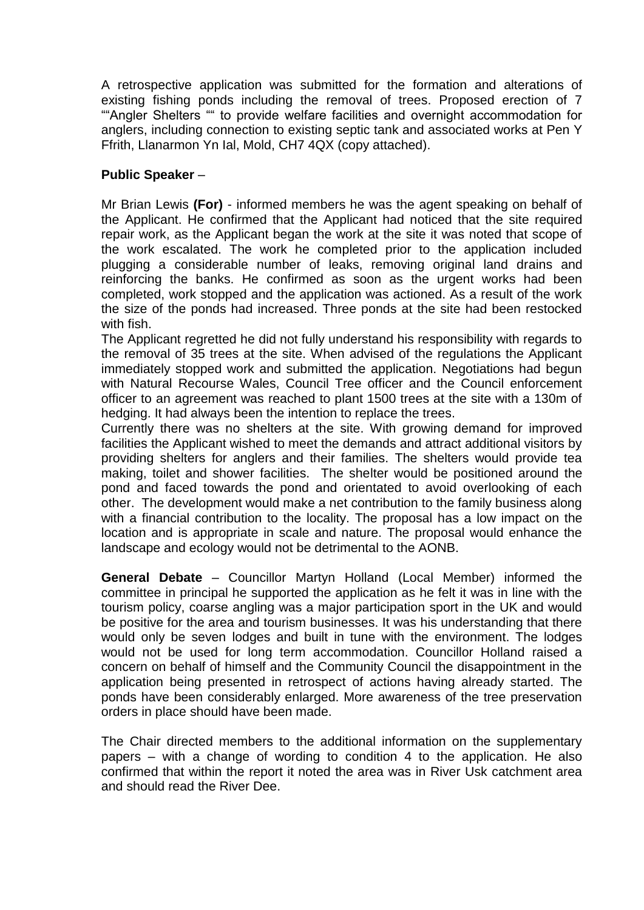A retrospective application was submitted for the formation and alterations of existing fishing ponds including the removal of trees. Proposed erection of 7 ""Angler Shelters "" to provide welfare facilities and overnight accommodation for anglers, including connection to existing septic tank and associated works at Pen Y Ffrith, Llanarmon Yn Ial, Mold, CH7 4QX (copy attached).

**Public Speaker** –

Mr Brian Lewis **(For)** - informed members he was the agent speaking on behalf of the Applicant. He confirmed that the Applicant had noticed that the site required repair work, as the Applicant began the work at the site it was noted that scope of the work escalated. The work he completed prior to the application included plugging a considerable number of leaks, removing original land drains and reinforcing the banks. He confirmed as soon as the urgent works had been completed, work stopped and the application was actioned. As a result of the work the size of the ponds had increased. Three ponds at the site had been restocked with fish.

The Applicant regretted he did not fully understand his responsibility with regards to the removal of 35 trees at the site. When advised of the regulations the Applicant immediately stopped work and submitted the application. Negotiations had begun with Natural Recourse Wales, Council Tree officer and the Council enforcement officer to an agreement was reached to plant 1500 trees at the site with a 130m of hedging. It had always been the intention to replace the trees.

Currently there was no shelters at the site. With growing demand for improved facilities the Applicant wished to meet the demands and attract additional visitors by providing shelters for anglers and their families. The shelters would provide tea making, toilet and shower facilities. The shelter would be positioned around the pond and faced towards the pond and orientated to avoid overlooking of each other. The development would make a net contribution to the family business along with a financial contribution to the locality. The proposal has a low impact on the location and is appropriate in scale and nature. The proposal would enhance the landscape and ecology would not be detrimental to the AONB.

**General Debate** – Councillor Martyn Holland (Local Member) informed the committee in principal he supported the application as he felt it was in line with the tourism policy, coarse angling was a major participation sport in the UK and would be positive for the area and tourism businesses. It was his understanding that there would only be seven lodges and built in tune with the environment. The lodges would not be used for long term accommodation. Councillor Holland raised a concern on behalf of himself and the Community Council the disappointment in the application being presented in retrospect of actions having already started. The ponds have been considerably enlarged. More awareness of the tree preservation orders in place should have been made.

The Chair directed members to the additional information on the supplementary papers – with a change of wording to condition 4 to the application. He also confirmed that within the report it noted the area was in River Usk catchment area and should read the River Dee.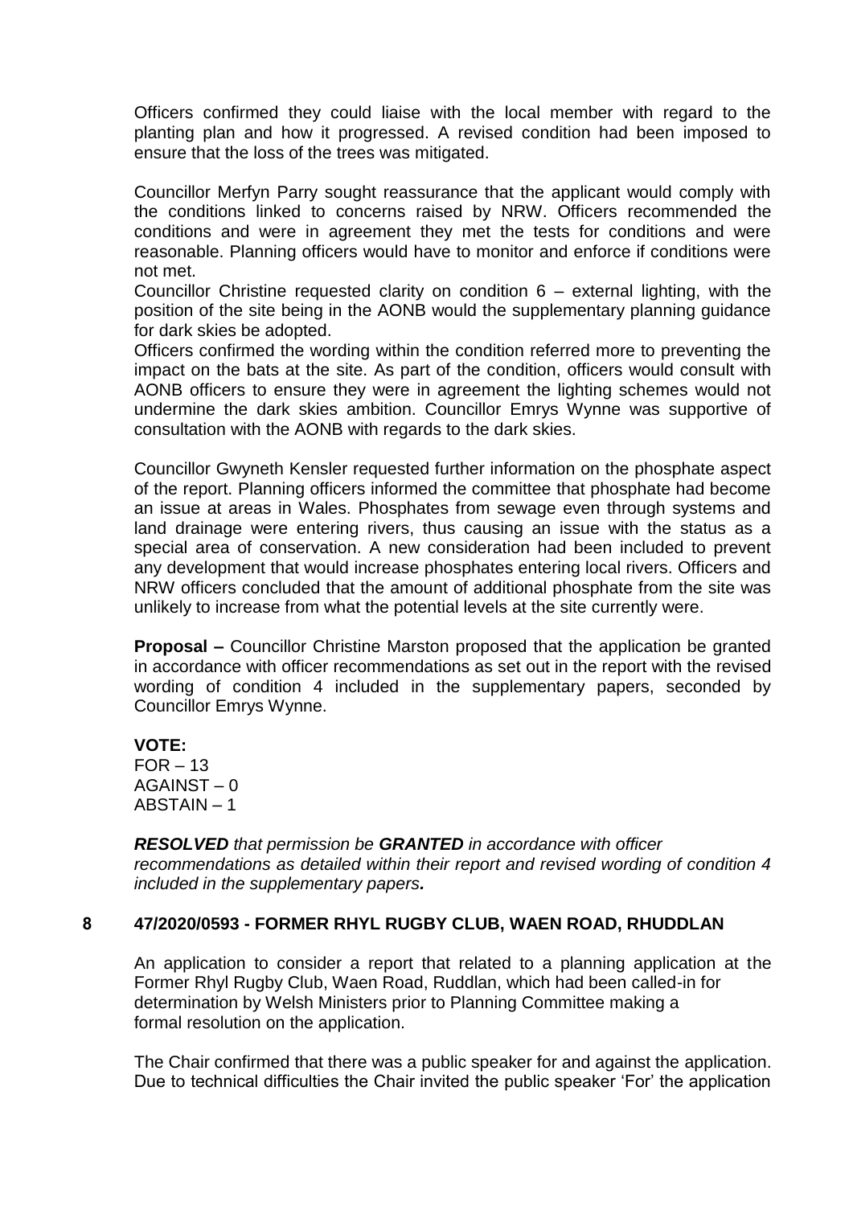Officers confirmed they could liaise with the local member with regard to the planting plan and how it progressed. A revised condition had been imposed to ensure that the loss of the trees was mitigated.

Councillor Merfyn Parry sought reassurance that the applicant would comply with the conditions linked to concerns raised by NRW. Officers recommended the conditions and were in agreement they met the tests for conditions and were reasonable. Planning officers would have to monitor and enforce if conditions were not met.

Councillor Christine requested clarity on condition 6 – external lighting, with the position of the site being in the AONB would the supplementary planning guidance for dark skies be adopted.

Officers confirmed the wording within the condition referred more to preventing the impact on the bats at the site. As part of the condition, officers would consult with AONB officers to ensure they were in agreement the lighting schemes would not undermine the dark skies ambition. Councillor Emrys Wynne was supportive of consultation with the AONB with regards to the dark skies.

Councillor Gwyneth Kensler requested further information on the phosphate aspect of the report. Planning officers informed the committee that phosphate had become an issue at areas in Wales. Phosphates from sewage even through systems and land drainage were entering rivers, thus causing an issue with the status as a special area of conservation. A new consideration had been included to prevent any development that would increase phosphates entering local rivers. Officers and NRW officers concluded that the amount of additional phosphate from the site was unlikely to increase from what the potential levels at the site currently were.

**Proposal –** Councillor Christine Marston proposed that the application be granted in accordance with officer recommendations as set out in the report with the revised wording of condition 4 included in the supplementary papers, seconded by Councillor Emrys Wynne.

**VOTE:**
FOR – 13
AGAINST – 0
ABSTAIN – 1

***RESOLVED*** *that permission be* ***GRANTED*** *in accordance with officer recommendations as detailed within their report and revised wording of condition 4 included in the supplementary papers.*

## 8 47/2020/0593 - FORMER RHYL RUGBY CLUB, WAEN ROAD, RHUDDLAN

An application to consider a report that related to a planning application at the Former Rhyl Rugby Club, Waen Road, Ruddlan, which had been called-in for determination by Welsh Ministers prior to Planning Committee making a formal resolution on the application.

The Chair confirmed that there was a public speaker for and against the application. Due to technical difficulties the Chair invited the public speaker 'For' the application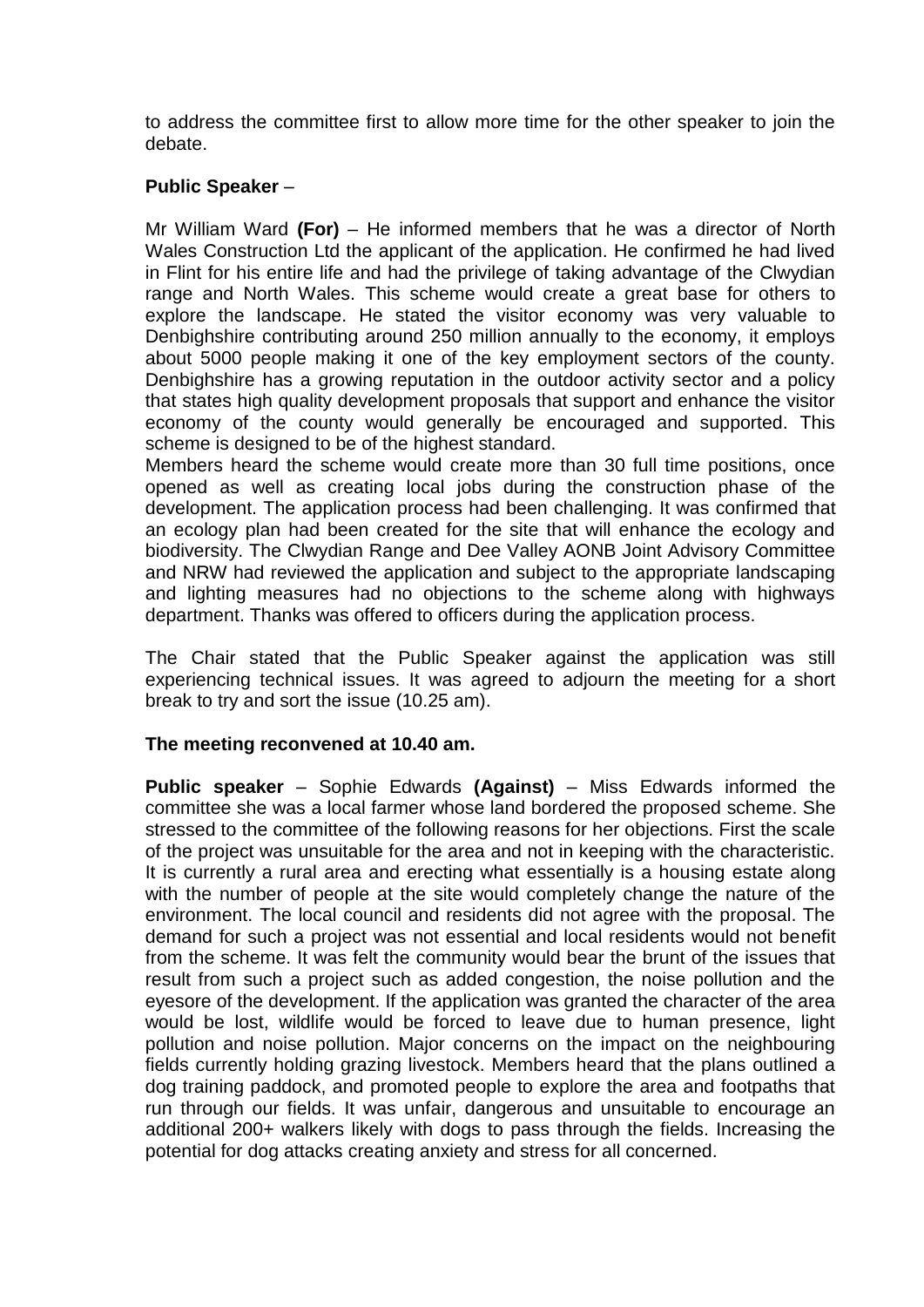to address the committee first to allow more time for the other speaker to join the debate.

**Public Speaker** –

Mr William Ward **(For)** – He informed members that he was a director of North Wales Construction Ltd the applicant of the application. He confirmed he had lived in Flint for his entire life and had the privilege of taking advantage of the Clwydian range and North Wales. This scheme would create a great base for others to explore the landscape. He stated the visitor economy was very valuable to Denbighshire contributing around 250 million annually to the economy, it employs about 5000 people making it one of the key employment sectors of the county. Denbighshire has a growing reputation in the outdoor activity sector and a policy that states high quality development proposals that support and enhance the visitor economy of the county would generally be encouraged and supported. This scheme is designed to be of the highest standard.
Members heard the scheme would create more than 30 full time positions, once opened as well as creating local jobs during the construction phase of the development. The application process had been challenging. It was confirmed that an ecology plan had been created for the site that will enhance the ecology and biodiversity. The Clwydian Range and Dee Valley AONB Joint Advisory Committee and NRW had reviewed the application and subject to the appropriate landscaping and lighting measures had no objections to the scheme along with highways department. Thanks was offered to officers during the application process.

The Chair stated that the Public Speaker against the application was still experiencing technical issues. It was agreed to adjourn the meeting for a short break to try and sort the issue (10.25 am).

**The meeting reconvened at 10.40 am.**

**Public speaker** – Sophie Edwards **(Against)** – Miss Edwards informed the committee she was a local farmer whose land bordered the proposed scheme. She stressed to the committee of the following reasons for her objections. First the scale of the project was unsuitable for the area and not in keeping with the characteristic. It is currently a rural area and erecting what essentially is a housing estate along with the number of people at the site would completely change the nature of the environment. The local council and residents did not agree with the proposal. The demand for such a project was not essential and local residents would not benefit from the scheme. It was felt the community would bear the brunt of the issues that result from such a project such as added congestion, the noise pollution and the eyesore of the development. If the application was granted the character of the area would be lost, wildlife would be forced to leave due to human presence, light pollution and noise pollution. Major concerns on the impact on the neighbouring fields currently holding grazing livestock. Members heard that the plans outlined a dog training paddock, and promoted people to explore the area and footpaths that run through our fields. It was unfair, dangerous and unsuitable to encourage an additional 200+ walkers likely with dogs to pass through the fields. Increasing the potential for dog attacks creating anxiety and stress for all concerned.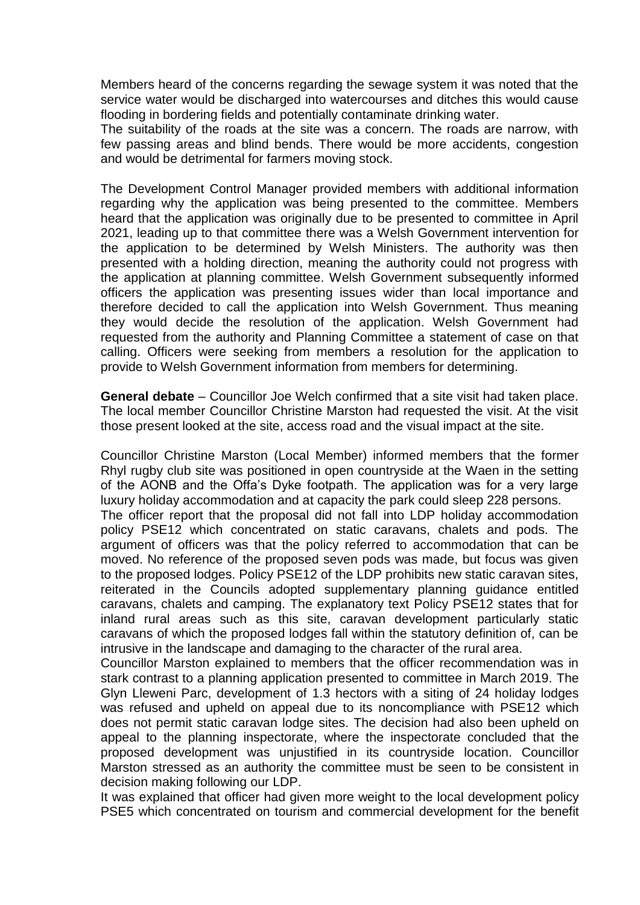Members heard of the concerns regarding the sewage system it was noted that the service water would be discharged into watercourses and ditches this would cause flooding in bordering fields and potentially contaminate drinking water.
The suitability of the roads at the site was a concern. The roads are narrow, with few passing areas and blind bends. There would be more accidents, congestion and would be detrimental for farmers moving stock.

The Development Control Manager provided members with additional information regarding why the application was being presented to the committee. Members heard that the application was originally due to be presented to committee in April 2021, leading up to that committee there was a Welsh Government intervention for the application to be determined by Welsh Ministers. The authority was then presented with a holding direction, meaning the authority could not progress with the application at planning committee. Welsh Government subsequently informed officers the application was presenting issues wider than local importance and therefore decided to call the application into Welsh Government. Thus meaning they would decide the resolution of the application. Welsh Government had requested from the authority and Planning Committee a statement of case on that calling. Officers were seeking from members a resolution for the application to provide to Welsh Government information from members for determining.

**General debate** – Councillor Joe Welch confirmed that a site visit had taken place. The local member Councillor Christine Marston had requested the visit. At the visit those present looked at the site, access road and the visual impact at the site.

Councillor Christine Marston (Local Member) informed members that the former Rhyl rugby club site was positioned in open countryside at the Waen in the setting of the AONB and the Offa's Dyke footpath. The application was for a very large luxury holiday accommodation and at capacity the park could sleep 228 persons.
The officer report that the proposal did not fall into LDP holiday accommodation policy PSE12 which concentrated on static caravans, chalets and pods. The argument of officers was that the policy referred to accommodation that can be moved. No reference of the proposed seven pods was made, but focus was given to the proposed lodges. Policy PSE12 of the LDP prohibits new static caravan sites, reiterated in the Councils adopted supplementary planning guidance entitled caravans, chalets and camping. The explanatory text Policy PSE12 states that for inland rural areas such as this site, caravan development particularly static caravans of which the proposed lodges fall within the statutory definition of, can be intrusive in the landscape and damaging to the character of the rural area.
Councillor Marston explained to members that the officer recommendation was in stark contrast to a planning application presented to committee in March 2019. The Glyn Lleweni Parc, development of 1.3 hectors with a siting of 24 holiday lodges was refused and upheld on appeal due to its noncompliance with PSE12 which does not permit static caravan lodge sites. The decision had also been upheld on appeal to the planning inspectorate, where the inspectorate concluded that the proposed development was unjustified in its countryside location. Councillor Marston stressed as an authority the committee must be seen to be consistent in decision making following our LDP.
It was explained that officer had given more weight to the local development policy PSE5 which concentrated on tourism and commercial development for the benefit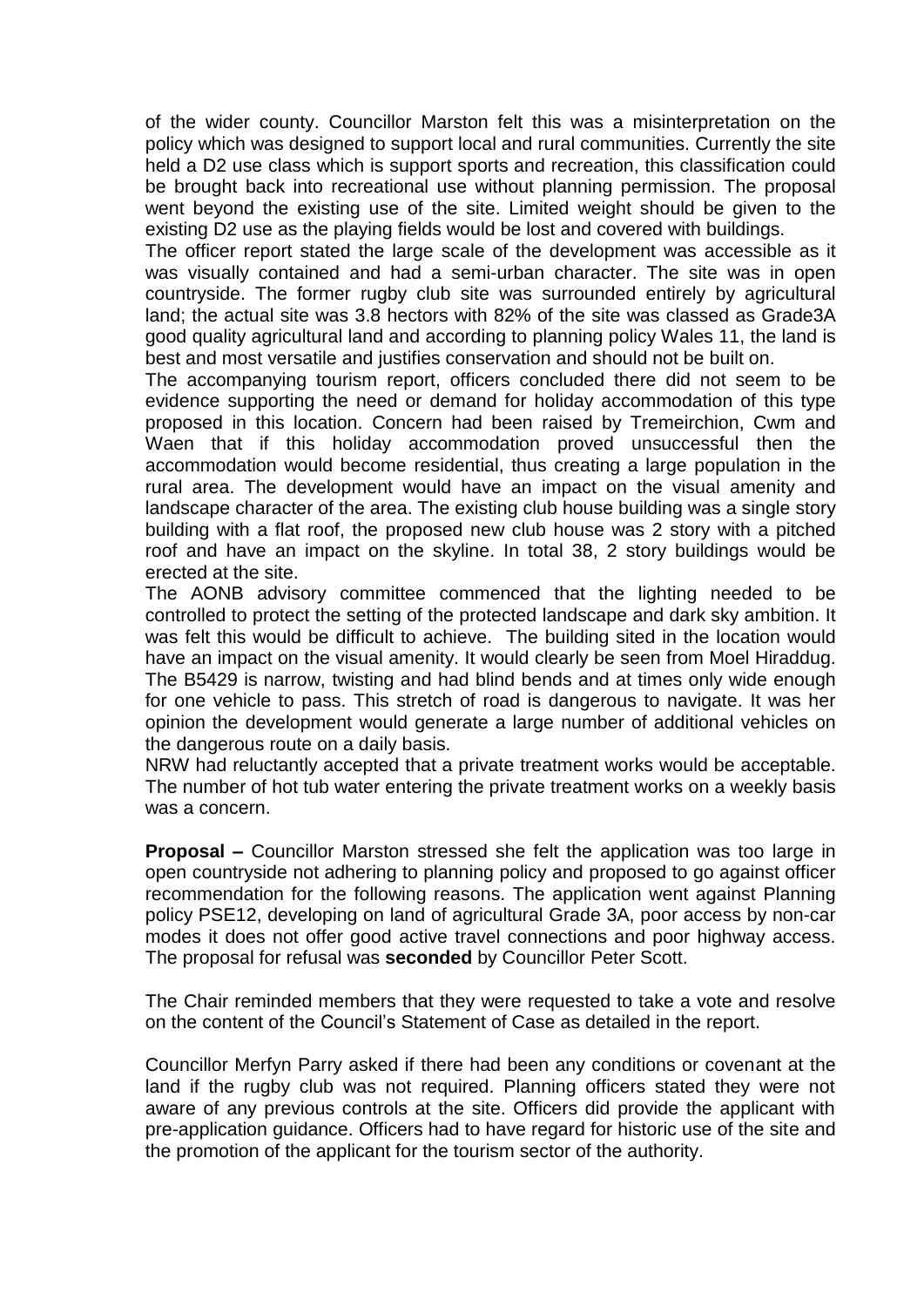of the wider county. Councillor Marston felt this was a misinterpretation on the policy which was designed to support local and rural communities. Currently the site held a D2 use class which is support sports and recreation, this classification could be brought back into recreational use without planning permission. The proposal went beyond the existing use of the site. Limited weight should be given to the existing D2 use as the playing fields would be lost and covered with buildings.

The officer report stated the large scale of the development was accessible as it was visually contained and had a semi-urban character. The site was in open countryside. The former rugby club site was surrounded entirely by agricultural land; the actual site was 3.8 hectors with 82% of the site was classed as Grade3A good quality agricultural land and according to planning policy Wales 11, the land is best and most versatile and justifies conservation and should not be built on.

The accompanying tourism report, officers concluded there did not seem to be evidence supporting the need or demand for holiday accommodation of this type proposed in this location. Concern had been raised by Tremeirchion, Cwm and Waen that if this holiday accommodation proved unsuccessful then the accommodation would become residential, thus creating a large population in the rural area. The development would have an impact on the visual amenity and landscape character of the area. The existing club house building was a single story building with a flat roof, the proposed new club house was 2 story with a pitched roof and have an impact on the skyline. In total 38, 2 story buildings would be erected at the site.

The AONB advisory committee commenced that the lighting needed to be controlled to protect the setting of the protected landscape and dark sky ambition. It was felt this would be difficult to achieve. The building sited in the location would have an impact on the visual amenity. It would clearly be seen from Moel Hiraddug. The B5429 is narrow, twisting and had blind bends and at times only wide enough for one vehicle to pass. This stretch of road is dangerous to navigate. It was her opinion the development would generate a large number of additional vehicles on the dangerous route on a daily basis.

NRW had reluctantly accepted that a private treatment works would be acceptable. The number of hot tub water entering the private treatment works on a weekly basis was a concern.

**Proposal –** Councillor Marston stressed she felt the application was too large in open countryside not adhering to planning policy and proposed to go against officer recommendation for the following reasons. The application went against Planning policy PSE12, developing on land of agricultural Grade 3A, poor access by non-car modes it does not offer good active travel connections and poor highway access. The proposal for refusal was **seconded** by Councillor Peter Scott.

The Chair reminded members that they were requested to take a vote and resolve on the content of the Council's Statement of Case as detailed in the report.

Councillor Merfyn Parry asked if there had been any conditions or covenant at the land if the rugby club was not required. Planning officers stated they were not aware of any previous controls at the site. Officers did provide the applicant with pre-application guidance. Officers had to have regard for historic use of the site and the promotion of the applicant for the tourism sector of the authority.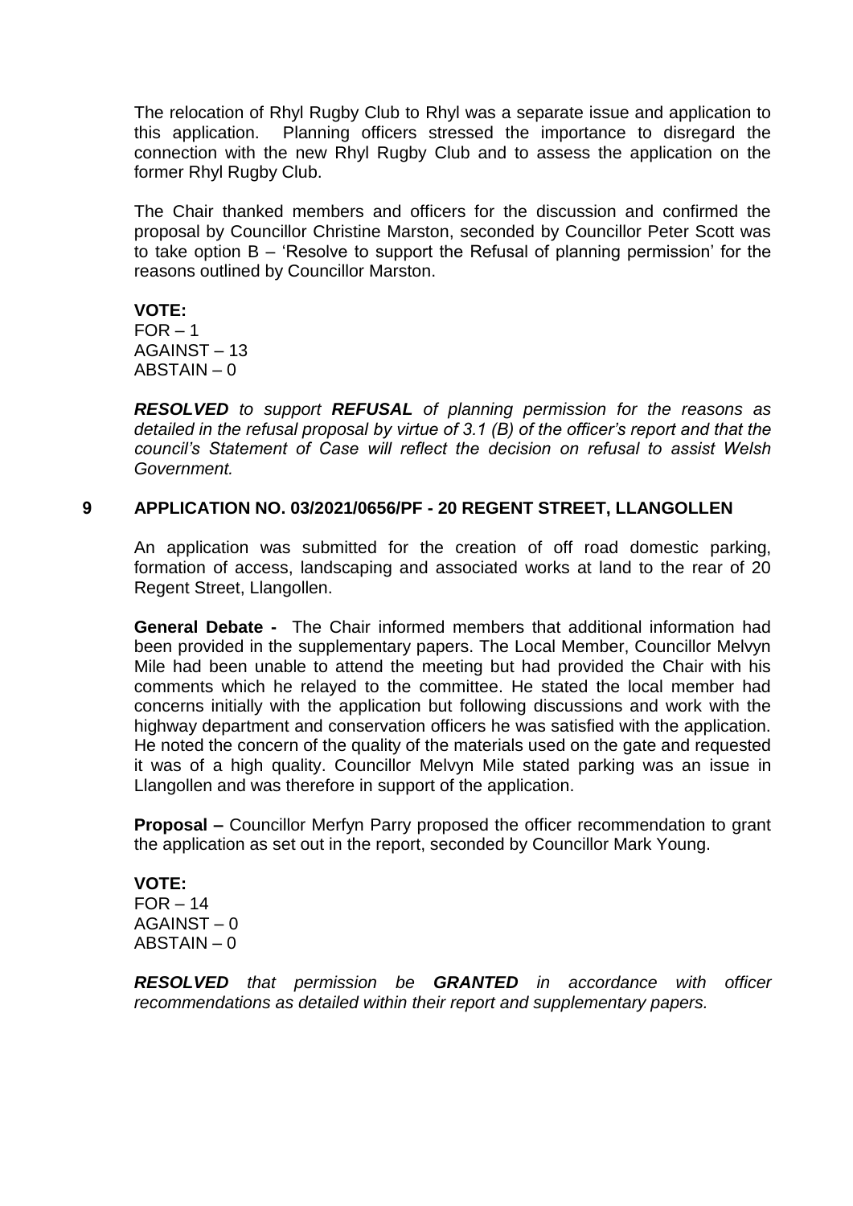The relocation of Rhyl Rugby Club to Rhyl was a separate issue and application to this application. Planning officers stressed the importance to disregard the connection with the new Rhyl Rugby Club and to assess the application on the former Rhyl Rugby Club.

The Chair thanked members and officers for the discussion and confirmed the proposal by Councillor Christine Marston, seconded by Councillor Peter Scott was to take option B – 'Resolve to support the Refusal of planning permission' for the reasons outlined by Councillor Marston.

**VOTE:**
FOR – 1
AGAINST – 13
ABSTAIN – 0

***RESOLVED*** *to support* ***REFUSAL*** *of planning permission for the reasons as detailed in the refusal proposal by virtue of 3.1 (B) of the officer's report and that the council's Statement of Case will reflect the decision on refusal to assist Welsh Government.*

## 9 APPLICATION NO. 03/2021/0656/PF - 20 REGENT STREET, LLANGOLLEN

An application was submitted for the creation of off road domestic parking, formation of access, landscaping and associated works at land to the rear of 20 Regent Street, Llangollen.

**General Debate -** The Chair informed members that additional information had been provided in the supplementary papers. The Local Member, Councillor Melvyn Mile had been unable to attend the meeting but had provided the Chair with his comments which he relayed to the committee. He stated the local member had concerns initially with the application but following discussions and work with the highway department and conservation officers he was satisfied with the application. He noted the concern of the quality of the materials used on the gate and requested it was of a high quality. Councillor Melvyn Mile stated parking was an issue in Llangollen and was therefore in support of the application.

**Proposal –** Councillor Merfyn Parry proposed the officer recommendation to grant the application as set out in the report, seconded by Councillor Mark Young.

**VOTE:**
FOR – 14
AGAINST – 0
ABSTAIN – 0

***RESOLVED*** *that permission be* ***GRANTED*** *in accordance with officer recommendations as detailed within their report and supplementary papers.*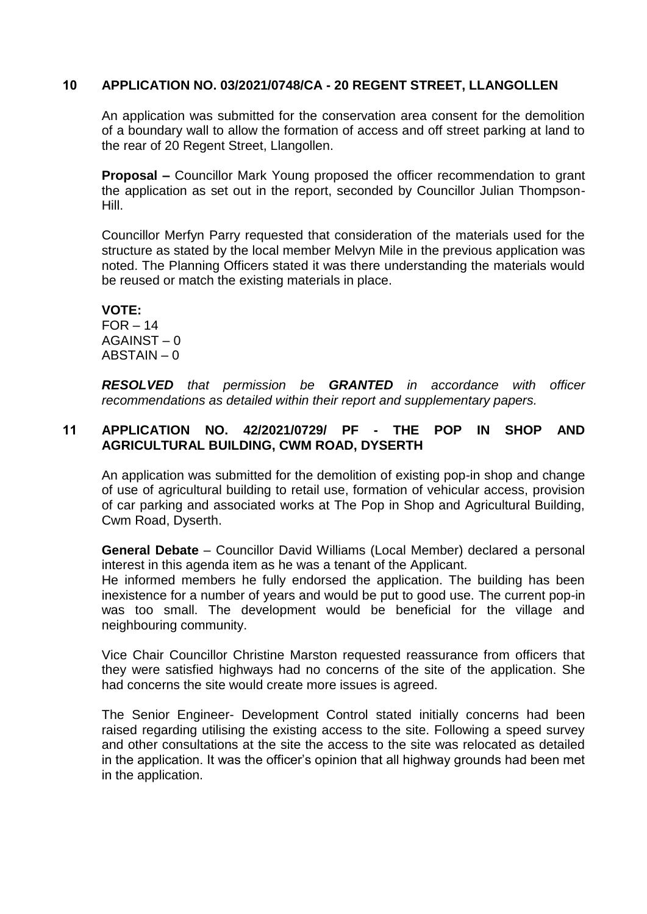## 10 APPLICATION NO. 03/2021/0748/CA - 20 REGENT STREET, LLANGOLLEN

An application was submitted for the conservation area consent for the demolition of a boundary wall to allow the formation of access and off street parking at land to the rear of 20 Regent Street, Llangollen.

**Proposal –** Councillor Mark Young proposed the officer recommendation to grant the application as set out in the report, seconded by Councillor Julian Thompson-Hill.

Councillor Merfyn Parry requested that consideration of the materials used for the structure as stated by the local member Melvyn Mile in the previous application was noted. The Planning Officers stated it was there understanding the materials would be reused or match the existing materials in place.

**VOTE:**
FOR – 14
AGAINST – 0
ABSTAIN – 0

***RESOLVED*** *that permission be* ***GRANTED*** *in accordance with officer recommendations as detailed within their report and supplementary papers.*

## 11 APPLICATION NO. 42/2021/0729/ PF - THE POP IN SHOP AND AGRICULTURAL BUILDING, CWM ROAD, DYSERTH

An application was submitted for the demolition of existing pop-in shop and change of use of agricultural building to retail use, formation of vehicular access, provision of car parking and associated works at The Pop in Shop and Agricultural Building, Cwm Road, Dyserth.

**General Debate** – Councillor David Williams (Local Member) declared a personal interest in this agenda item as he was a tenant of the Applicant.
He informed members he fully endorsed the application. The building has been inexistence for a number of years and would be put to good use. The current pop-in was too small. The development would be beneficial for the village and neighbouring community.

Vice Chair Councillor Christine Marston requested reassurance from officers that they were satisfied highways had no concerns of the site of the application. She had concerns the site would create more issues is agreed.

The Senior Engineer- Development Control stated initially concerns had been raised regarding utilising the existing access to the site. Following a speed survey and other consultations at the site the access to the site was relocated as detailed in the application. It was the officer's opinion that all highway grounds had been met in the application.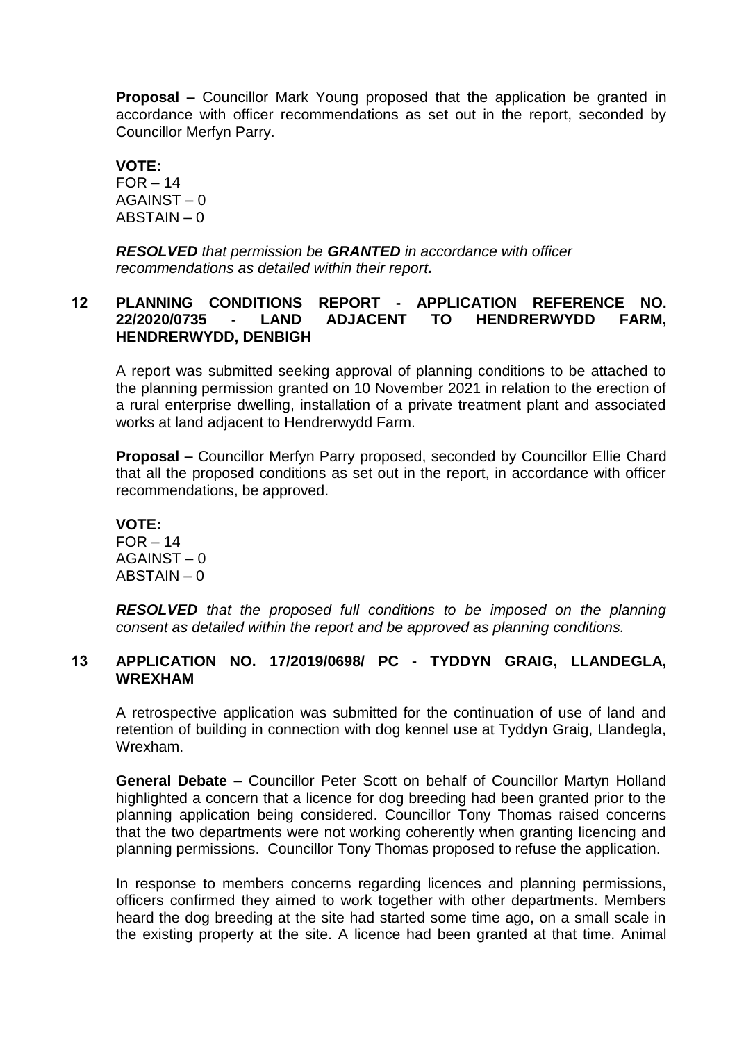**Proposal –** Councillor Mark Young proposed that the application be granted in accordance with officer recommendations as set out in the report, seconded by Councillor Merfyn Parry.

**VOTE:**
FOR – 14
AGAINST – 0
ABSTAIN – 0

***RESOLVED** that permission be **GRANTED** in accordance with officer recommendations as detailed within their report.*

## 12 PLANNING CONDITIONS REPORT - APPLICATION REFERENCE NO. 22/2020/0735 - LAND ADJACENT TO HENDRERWYDD FARM, HENDRERWYDD, DENBIGH

A report was submitted seeking approval of planning conditions to be attached to the planning permission granted on 10 November 2021 in relation to the erection of a rural enterprise dwelling, installation of a private treatment plant and associated works at land adjacent to Hendrerwydd Farm.

**Proposal –** Councillor Merfyn Parry proposed, seconded by Councillor Ellie Chard that all the proposed conditions as set out in the report, in accordance with officer recommendations, be approved.

**VOTE:**
FOR – 14
AGAINST – 0
ABSTAIN – 0

***RESOLVED** that the proposed full conditions to be imposed on the planning consent as detailed within the report and be approved as planning conditions.*

## 13 APPLICATION NO. 17/2019/0698/ PC - TYDDYN GRAIG, LLANDEGLA, WREXHAM

A retrospective application was submitted for the continuation of use of land and retention of building in connection with dog kennel use at Tyddyn Graig, Llandegla, Wrexham.

**General Debate** – Councillor Peter Scott on behalf of Councillor Martyn Holland highlighted a concern that a licence for dog breeding had been granted prior to the planning application being considered. Councillor Tony Thomas raised concerns that the two departments were not working coherently when granting licencing and planning permissions. Councillor Tony Thomas proposed to refuse the application.

In response to members concerns regarding licences and planning permissions, officers confirmed they aimed to work together with other departments. Members heard the dog breeding at the site had started some time ago, on a small scale in the existing property at the site. A licence had been granted at that time. Animal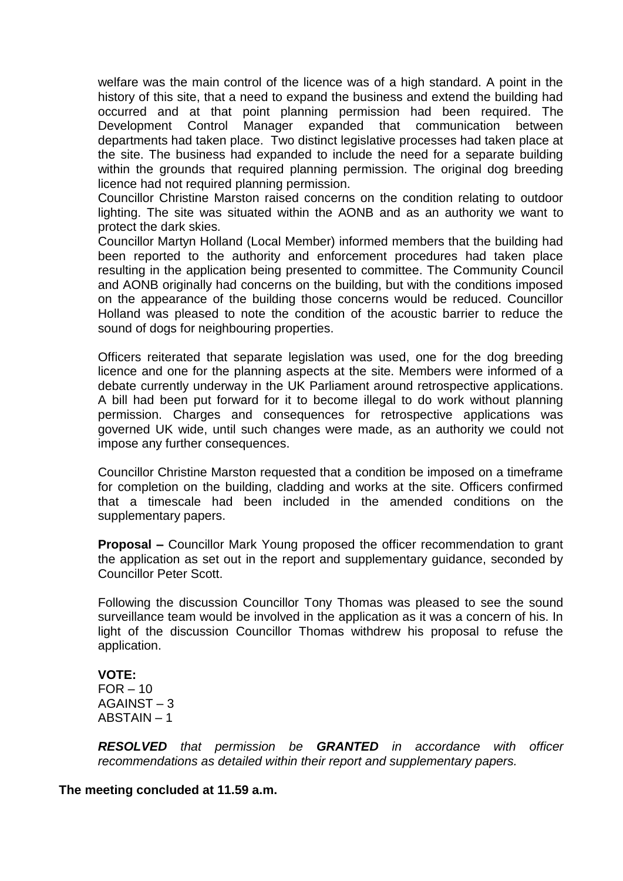welfare was the main control of the licence was of a high standard. A point in the history of this site, that a need to expand the business and extend the building had occurred and at that point planning permission had been required. The Development Control Manager expanded that communication between departments had taken place. Two distinct legislative processes had taken place at the site. The business had expanded to include the need for a separate building within the grounds that required planning permission. The original dog breeding licence had not required planning permission.

Councillor Christine Marston raised concerns on the condition relating to outdoor lighting. The site was situated within the AONB and as an authority we want to protect the dark skies.

Councillor Martyn Holland (Local Member) informed members that the building had been reported to the authority and enforcement procedures had taken place resulting in the application being presented to committee. The Community Council and AONB originally had concerns on the building, but with the conditions imposed on the appearance of the building those concerns would be reduced. Councillor Holland was pleased to note the condition of the acoustic barrier to reduce the sound of dogs for neighbouring properties.

Officers reiterated that separate legislation was used, one for the dog breeding licence and one for the planning aspects at the site. Members were informed of a debate currently underway in the UK Parliament around retrospective applications. A bill had been put forward for it to become illegal to do work without planning permission. Charges and consequences for retrospective applications was governed UK wide, until such changes were made, as an authority we could not impose any further consequences.

Councillor Christine Marston requested that a condition be imposed on a timeframe for completion on the building, cladding and works at the site. Officers confirmed that a timescale had been included in the amended conditions on the supplementary papers.

**Proposal –** Councillor Mark Young proposed the officer recommendation to grant the application as set out in the report and supplementary guidance, seconded by Councillor Peter Scott.

Following the discussion Councillor Tony Thomas was pleased to see the sound surveillance team would be involved in the application as it was a concern of his. In light of the discussion Councillor Thomas withdrew his proposal to refuse the application.

**VOTE:**
FOR – 10
AGAINST – 3
ABSTAIN – 1

***RESOLVED*** *that permission be* ***GRANTED*** *in accordance with officer recommendations as detailed within their report and supplementary papers.*

**The meeting concluded at 11.59 a.m.**